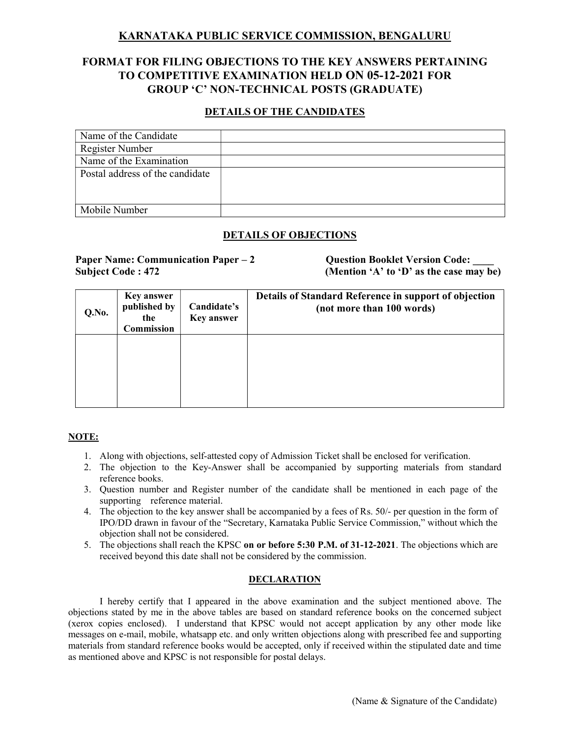# KARNATAKA PUBLIC SERVICE COMMISSION, BENGALURU

## FORMAT FOR FILING OBJECTIONS TO THE KEY ANSWERS PERTAINING TO COMPETITIVE EXAMINATION HELD ON 05-12-2021 FOR GROUP 'C' NON-TECHNICAL POSTS (GRADUATE)

### DETAILS OF THE CANDIDATES

| | |
|---|---|
| Name of the Candidate | |
| Register Number | |
| Name of the Examination | |
| Postal address of the candidate | |
| Mobile Number | |

### DETAILS OF OBJECTIONS

**Paper Name: Communication Paper – 2** **Question Booklet Version Code: ____**
**Subject Code : 472** **(Mention 'A' to 'D' as the case may be)**

| Q.No. | Key answer published by the Commission | Candidate's Key answer | Details of Standard Reference in support of objection (not more than 100 words) |
|---|---|---|---|
| | | | |

**NOTE:**

1. Along with objections, self-attested copy of Admission Ticket shall be enclosed for verification.
2. The objection to the Key-Answer shall be accompanied by supporting materials from standard reference books.
3. Question number and Register number of the candidate shall be mentioned in each page of the supporting reference material.
4. The objection to the key answer shall be accompanied by a fees of Rs. 50/- per question in the form of IPO/DD drawn in favour of the "Secretary, Karnataka Public Service Commission," without which the objection shall not be considered.
5. The objections shall reach the KPSC **on or before 5:30 P.M. of 31-12-2021**. The objections which are received beyond this date shall not be considered by the commission.

### DECLARATION

I hereby certify that I appeared in the above examination and the subject mentioned above. The objections stated by me in the above tables are based on standard reference books on the concerned subject (xerox copies enclosed). I understand that KPSC would not accept application by any other mode like messages on e-mail, mobile, whatsapp etc. and only written objections along with prescribed fee and supporting materials from standard reference books would be accepted, only if received within the stipulated date and time as mentioned above and KPSC is not responsible for postal delays.

(Name & Signature of the Candidate)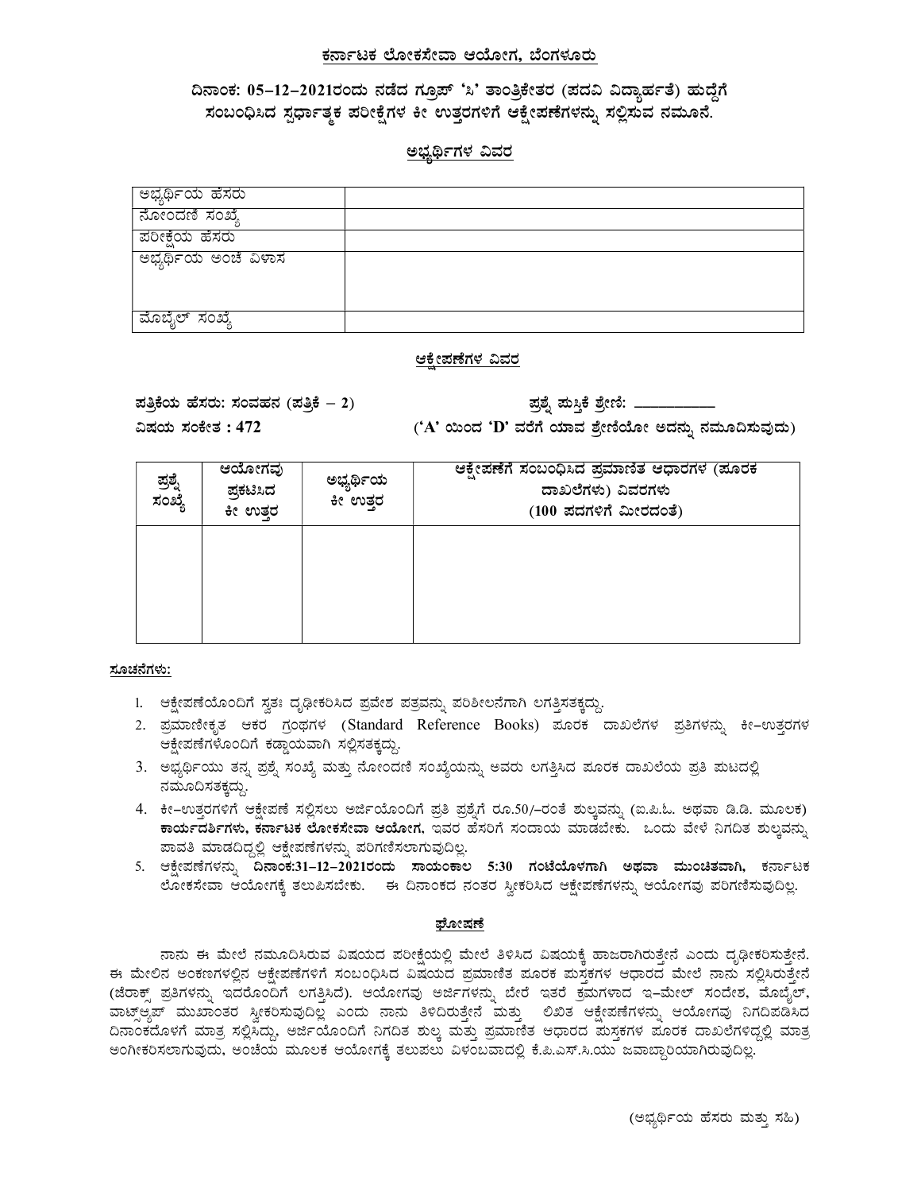## ಕರ್ನಾಟಕ ಲೋಕಸೇವಾ ಆಯೋಗ, ಬೆಂಗಳೂರು

### ದಿನಾಂಕ: 05-12-2021ರಂದು ನಡೆದ ಗ್ರೂಪ್ 'ಸಿ' ತಾಂತ್ರಿಕೇತರ (ಪದವಿ ವಿದ್ಯಾರ್ಹತೆ) ಹುದ್ದೆಗೆ ಸಂಬಂಧಿಸಿದ ಸ್ಪರ್ಧಾತ್ಮಕ ಪರೀಕ್ಷೆಗಳ ಕೀ ಉತ್ತರಗಳಿಗೆ ಆಕ್ಷೇಪಣೆಗಳನ್ನು ಸಲ್ಲಿಸುವ ನಮೂನೆ.

### ಅಭ್ಯರ್ಥಿಗಳ ವಿವರ

| | |
|---|---|
| ಅಭ್ಯರ್ಥಿಯ ಹೆಸರು | |
| ನೋಂದಣಿ ಸಂಖ್ಯೆ | |
| ಪರೀಕ್ಷೆಯ ಹೆಸರು | |
| ಅಭ್ಯರ್ಥಿಯ ಅಂಚೆ ವಿಳಾಸ | |
| ಮೊಬೈಲ್ ಸಂಖ್ಯೆ | |

### ಆಕ್ಷೇಪಣೆಗಳ ವಿವರ

**ಪತ್ರಿಕೆಯ ಹೆಸರು: ಸಂವಹನ (ಪತ್ರಿಕೆ – 2)** **ಪ್ರಶ್ನೆ ಪುಸ್ತಿಕೆ ಶ್ರೇಣಿ: __________**

**ವಿಷಯ ಸಂಕೇತ : 472** **('A' ಯಿಂದ 'D' ವರೆಗೆ ಯಾವ ಶ್ರೇಣಿಯೋ ಅದನ್ನು ನಮೂದಿಸುವುದು)**

| ಪ್ರಶ್ನೆ ಸಂಖ್ಯೆ | ಆಯೋಗವು ಪ್ರಕಟಿಸಿದ ಕೀ ಉತ್ತರ | ಅಭ್ಯರ್ಥಿಯ ಕೀ ಉತ್ತರ | ಆಕ್ಷೇಪಣೆಗೆ ಸಂಬಂಧಿಸಿದ ಪ್ರಮಾಣಿತ ಆಧಾರಗಳ (ಪೂರಕ ದಾಖಲೆಗಳು) ವಿವರಗಳು (100 ಪದಗಳಿಗೆ ಮೀರದಂತೆ) |
|---|---|---|---|
| | | | |

**ಸೂಚನೆಗಳು:**

1. ಆಕ್ಷೇಪಣೆಯೊಂದಿಗೆ ಸ್ವತಃ ದೃಢೀಕರಿಸಿದ ಪ್ರವೇಶ ಪತ್ರವನ್ನು ಪರಿಶೀಲನೆಗಾಗಿ ಲಗತ್ತಿಸತಕ್ಕದ್ದು.
2. ಪ್ರಮಾಣೀಕೃತ ಆಕರ ಗ್ರಂಥಗಳ (Standard Reference Books) ಪೂರಕ ದಾಖಲೆಗಳ ಪ್ರತಿಗಳನ್ನು ಕೀ-ಉತ್ತರಗಳ ಆಕ್ಷೇಪಣೆಗಳೊಂದಿಗೆ ಕಡ್ಡಾಯವಾಗಿ ಸಲ್ಲಿಸತಕ್ಕದ್ದು.
3. ಅಭ್ಯರ್ಥಿಯು ತನ್ನ ಪ್ರಶ್ನೆ ಸಂಖ್ಯೆ ಮತ್ತು ನೋಂದಣಿ ಸಂಖ್ಯೆಯನ್ನು ಅವರು ಲಗತ್ತಿಸಿದ ಪೂರಕ ದಾಖಲೆಯ ಪ್ರತಿ ಪುಟದಲ್ಲಿ ನಮೂದಿಸತಕ್ಕದ್ದು.
4. ಕೀ-ಉತ್ತರಗಳಿಗೆ ಆಕ್ಷೇಪಣೆ ಸಲ್ಲಿಸಲು ಅರ್ಜಿಯೊಂದಿಗೆ ಪ್ರತಿ ಪ್ರಶ್ನೆಗೆ ರೂ.50/-ರಂತೆ ಶುಲ್ಕವನ್ನು (ಐ.ಪಿ.ಓ. ಅಥವಾ ಡಿ.ಡಿ. ಮೂಲಕ) **ಕಾರ್ಯದರ್ಶಿಗಳು, ಕರ್ನಾಟಕ ಲೋಕಸೇವಾ ಆಯೋಗ,** ಇವರ ಹೆಸರಿಗೆ ಸಂದಾಯ ಮಾಡಬೇಕು. ಒಂದು ವೇಳೆ ನಿಗದಿತ ಶುಲ್ಕವನ್ನು ಪಾವತಿ ಮಾಡದಿದ್ದಲ್ಲಿ ಆಕ್ಷೇಪಣೆಗಳನ್ನು ಪರಿಗಣಿಸಲಾಗುವುದಿಲ್ಲ.
5. ಆಕ್ಷೇಪಣೆಗಳನ್ನು **ದಿನಾಂಕ:31-12-2021ರಂದು ಸಾಯಂಕಾಲ 5:30 ಗಂಟೆಯೊಳಗಾಗಿ ಅಥವಾ ಮುಂಚಿತವಾಗಿ,** ಕರ್ನಾಟಕ ಲೋಕಸೇವಾ ಆಯೋಗಕ್ಕೆ ತಲುಪಿಸಬೇಕು. ಈ ದಿನಾಂಕದ ನಂತರ ಸ್ವೀಕರಿಸಿದ ಆಕ್ಷೇಪಣೆಗಳನ್ನು ಆಯೋಗವು ಪರಿಗಣಿಸುವುದಿಲ್ಲ.

### ಘೋಷಣೆ

ನಾನು ಈ ಮೇಲೆ ನಮೂದಿಸಿರುವ ವಿಷಯದ ಪರೀಕ್ಷೆಯಲ್ಲಿ ಮೇಲೆ ತಿಳಿಸಿದ ವಿಷಯಕ್ಕೆ ಹಾಜರಾಗಿರುತ್ತೇನೆ ಎಂದು ದೃಢೀಕರಿಸುತ್ತೇನೆ. ಈ ಮೇಲಿನ ಅಂಕಣಗಳಲ್ಲಿನ ಆಕ್ಷೇಪಣೆಗಳಿಗೆ ಸಂಬಂಧಿಸಿದ ವಿಷಯದ ಪ್ರಮಾಣಿತ ಪೂರಕ ಪುಸ್ತಕಗಳ ಆಧಾರದ ಮೇಲೆ ನಾನು ಸಲ್ಲಿಸಿರುತ್ತೇನೆ (ಜೆರಾಕ್ಸ್ ಪ್ರತಿಗಳನ್ನು ಇದರೊಂದಿಗೆ ಲಗತ್ತಿಸಿದೆ). ಆಯೋಗವು ಅರ್ಜಿಗಳನ್ನು ಬೇರೆ ಇತರೆ ಕ್ರಮಗಳಾದ ಇ-ಮೇಲ್ ಸಂದೇಶ, ಮೊಬೈಲ್, ವಾಟ್ಸ್ಆಪ್ ಮುಖಾಂತರ ಸ್ವೀಕರಿಸುವುದಿಲ್ಲ ಎಂದು ನಾನು ತಿಳಿದಿರುತ್ತೇನೆ ಮತ್ತು ಲಿಖಿತ ಆಕ್ಷೇಪಣೆಗಳನ್ನು ಆಯೋಗವು ನಿಗದಿಪಡಿಸಿದ ದಿನಾಂಕದೊಳಗೆ ಮಾತ್ರ ಸಲ್ಲಿಸಿದ್ದು, ಅರ್ಜಿಯೊಂದಿಗೆ ನಿಗದಿತ ಶುಲ್ಕ ಮತ್ತು ಪ್ರಮಾಣಿತ ಆಧಾರದ ಪುಸ್ತಕಗಳ ಪೂರಕ ದಾಖಲೆಗಳಿದ್ದಲ್ಲಿ ಮಾತ್ರ ಅಂಗೀಕರಿಸಲಾಗುವುದು, ಅಂಚೆಯ ಮೂಲಕ ಆಯೋಗಕ್ಕೆ ತಲುಪಲು ವಿಳಂಬವಾದಲ್ಲಿ ಕೆ.ಪಿ.ಎಸ್.ಸಿ.ಯು ಜವಾಬ್ದಾರಿಯಾಗಿರುವುದಿಲ್ಲ.

(ಅಭ್ಯರ್ಥಿಯ ಹೆಸರು ಮತ್ತು ಸಹಿ)